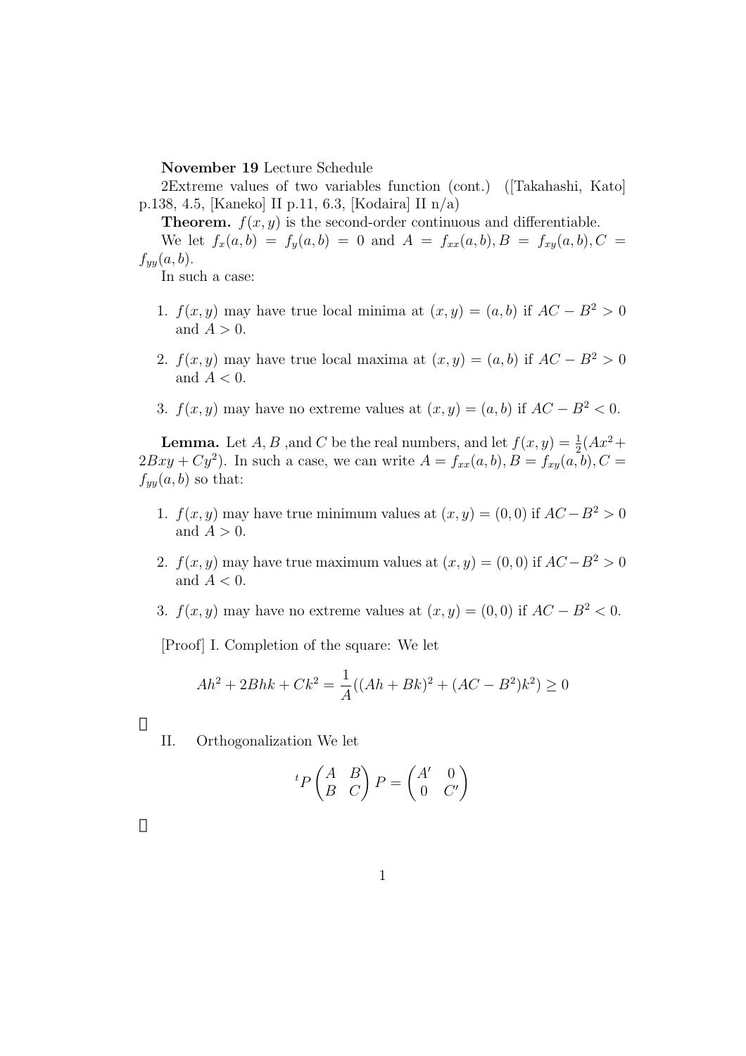**November 19** Lecture Schedule

2Extreme values of two variables function (cont.) ([Takahashi, Kato] p.138, 4.5, [Kaneko] II p.11, 6.3, [Kodaira] II n/a)

**Theorem.** $f(x, y)$ is the second-order continuous and differentiable.

We let $f_x(a, b) = f_y(a, b) = 0$ and $A = f_{xx}(a, b), B = f_{xy}(a, b), C = f_{yy}(a, b)$.

In such a case:

1. $f(x, y)$ may have true local minima at $(x, y) = (a, b)$ if $AC - B^2 > 0$ and $A > 0$.
2. $f(x, y)$ may have true local maxima at $(x, y) = (a, b)$ if $AC - B^2 > 0$ and $A < 0$.
3. $f(x, y)$ may have no extreme values at $(x, y) = (a, b)$ if $AC - B^2 < 0$.

**Lemma.** Let $A, B$ ,and $C$ be the real numbers, and let $f(x, y) = \frac{1}{2}(Ax^2 + 2Bxy + Cy^2)$. In such a case, we can write $A = f_{xx}(a, b), B = f_{xy}(a, b), C = f_{yy}(a, b)$ so that:

1. $f(x, y)$ may have true minimum values at $(x, y) = (0, 0)$ if $AC - B^2 > 0$ and $A > 0$.
2. $f(x, y)$ may have true maximum values at $(x, y) = (0, 0)$ if $AC - B^2 > 0$ and $A < 0$.
3. $f(x, y)$ may have no extreme values at $(x, y) = (0, 0)$ if $AC - B^2 < 0$.

[Proof] I. Completion of the square: We let

$$Ah^2 + 2Bhk + Ck^2 = \frac{1}{A}((Ah + Bk)^2 + (AC - B^2)k^2) \geq 0$$

II. Orthogonalization We let

$${}^tP \begin{pmatrix} A & B \\ B & C \end{pmatrix} P = \begin{pmatrix} A' & 0 \\ 0 & C' \end{pmatrix}$$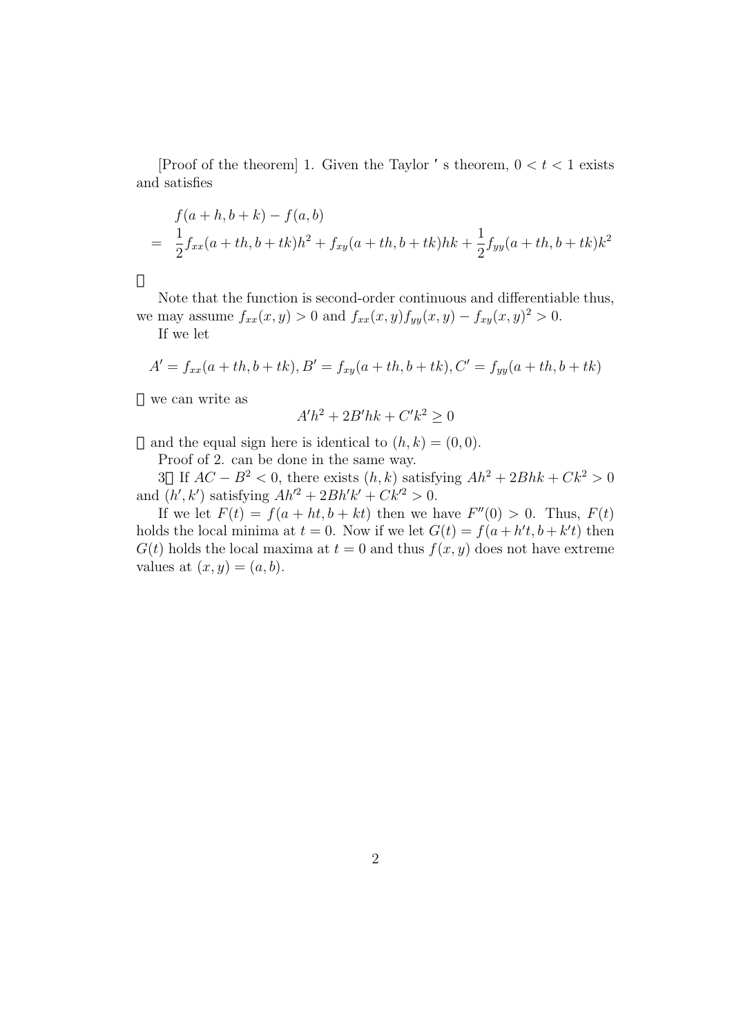[Proof of the theorem] 1. Given the Taylor ' s theorem, $0 < t < 1$ exists and satisfies

$$
\begin{aligned}
& f(a+h, b+k) - f(a, b) \\
= \; & \frac{1}{2} f_{xx}(a+th, b+tk)h^2 + f_{xy}(a+th, b+tk)hk + \frac{1}{2} f_{yy}(a+th, b+tk)k^2
\end{aligned}
$$

Note that the function is second-order continuous and differentiable thus, we may assume $f_{xx}(x, y) > 0$ and $f_{xx}(x, y) f_{yy}(x, y) - f_{xy}(x, y)^2 > 0$.

If we let

$$
A' = f_{xx}(a+th, b+tk), B' = f_{xy}(a+th, b+tk), C' = f_{yy}(a+th, b+tk)
$$

we can write as

$$
A'h^2 + 2B'hk + C'k^2 \geq 0
$$

and the equal sign here is identical to $(h, k) = (0, 0)$.

Proof of 2. can be done in the same way.

3 If $AC - B^2 < 0$, there exists $(h, k)$ satisfying $Ah^2 + 2Bhk + Ck^2 > 0$ and $(h', k')$ satisfying $Ah'^2 + 2Bh'k' + Ck'^2 > 0$.

If we let $F(t) = f(a + ht, b + kt)$ then we have $F''(0) > 0$. Thus, $F(t)$ holds the local minima at $t = 0$. Now if we let $G(t) = f(a + h't, b + k't)$ then $G(t)$ holds the local maxima at $t = 0$ and thus $f(x, y)$ does not have extreme values at $(x, y) = (a, b)$.